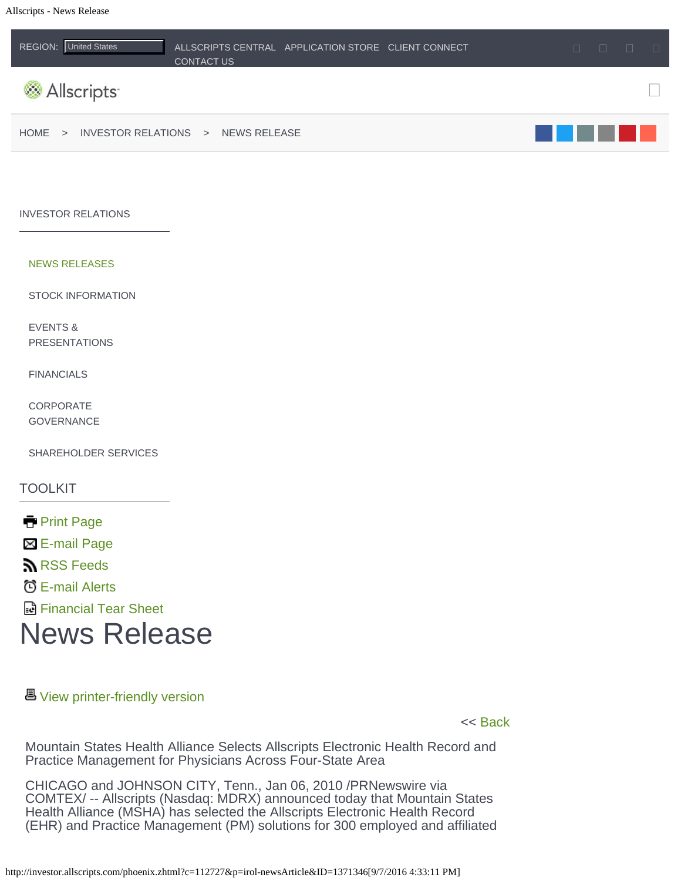REGION: United States ALLSCRIPTS CENTRAL APPLICATION STORE CLIENT CONNECT CONTACT US

Allscripts

HOME > INVESTOR RELATIONS > NEWS RELEASE

INVESTOR RELATIONS

- NEWS RELEASES
- STOCK INFORMATION
- EVENTS & PRESENTATIONS
- FINANCIALS
- CORPORATE GOVERNANCE
- SHAREHOLDER SERVICES

TOOLKIT

- Print Page
- E-mail Page
- RSS Feeds
- E-mail Alerts
- Financial Tear Sheet

# News Release

View printer-friendly version

<< Back

Mountain States Health Alliance Selects Allscripts Electronic Health Record and Practice Management for Physicians Across Four-State Area

CHICAGO and JOHNSON CITY, Tenn., Jan 06, 2010 /PRNewswire via COMTEX/ -- Allscripts (Nasdaq: MDRX) announced today that Mountain States Health Alliance (MSHA) has selected the Allscripts Electronic Health Record (EHR) and Practice Management (PM) solutions for 300 employed and affiliated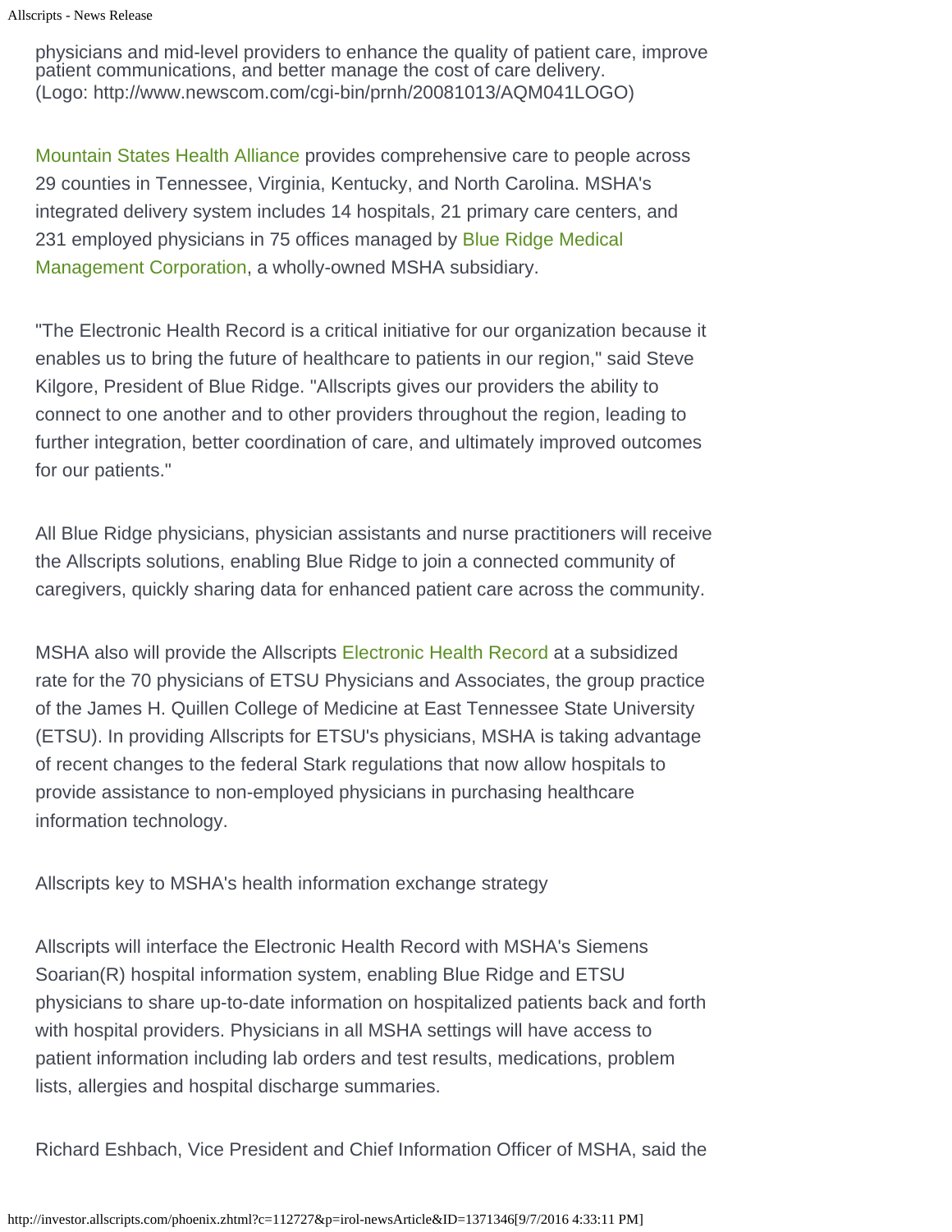physicians and mid-level providers to enhance the quality of patient care, improve patient communications, and better manage the cost of care delivery.
(Logo: http://www.newscom.com/cgi-bin/prnh/20081013/AQM041LOGO)

Mountain States Health Alliance provides comprehensive care to people across 29 counties in Tennessee, Virginia, Kentucky, and North Carolina. MSHA's integrated delivery system includes 14 hospitals, 21 primary care centers, and 231 employed physicians in 75 offices managed by Blue Ridge Medical Management Corporation, a wholly-owned MSHA subsidiary.

"The Electronic Health Record is a critical initiative for our organization because it enables us to bring the future of healthcare to patients in our region," said Steve Kilgore, President of Blue Ridge. "Allscripts gives our providers the ability to connect to one another and to other providers throughout the region, leading to further integration, better coordination of care, and ultimately improved outcomes for our patients."

All Blue Ridge physicians, physician assistants and nurse practitioners will receive the Allscripts solutions, enabling Blue Ridge to join a connected community of caregivers, quickly sharing data for enhanced patient care across the community.

MSHA also will provide the Allscripts Electronic Health Record at a subsidized rate for the 70 physicians of ETSU Physicians and Associates, the group practice of the James H. Quillen College of Medicine at East Tennessee State University (ETSU). In providing Allscripts for ETSU's physicians, MSHA is taking advantage of recent changes to the federal Stark regulations that now allow hospitals to provide assistance to non-employed physicians in purchasing healthcare information technology.

Allscripts key to MSHA's health information exchange strategy

Allscripts will interface the Electronic Health Record with MSHA's Siemens Soarian(R) hospital information system, enabling Blue Ridge and ETSU physicians to share up-to-date information on hospitalized patients back and forth with hospital providers. Physicians in all MSHA settings will have access to patient information including lab orders and test results, medications, problem lists, allergies and hospital discharge summaries.

Richard Eshbach, Vice President and Chief Information Officer of MSHA, said the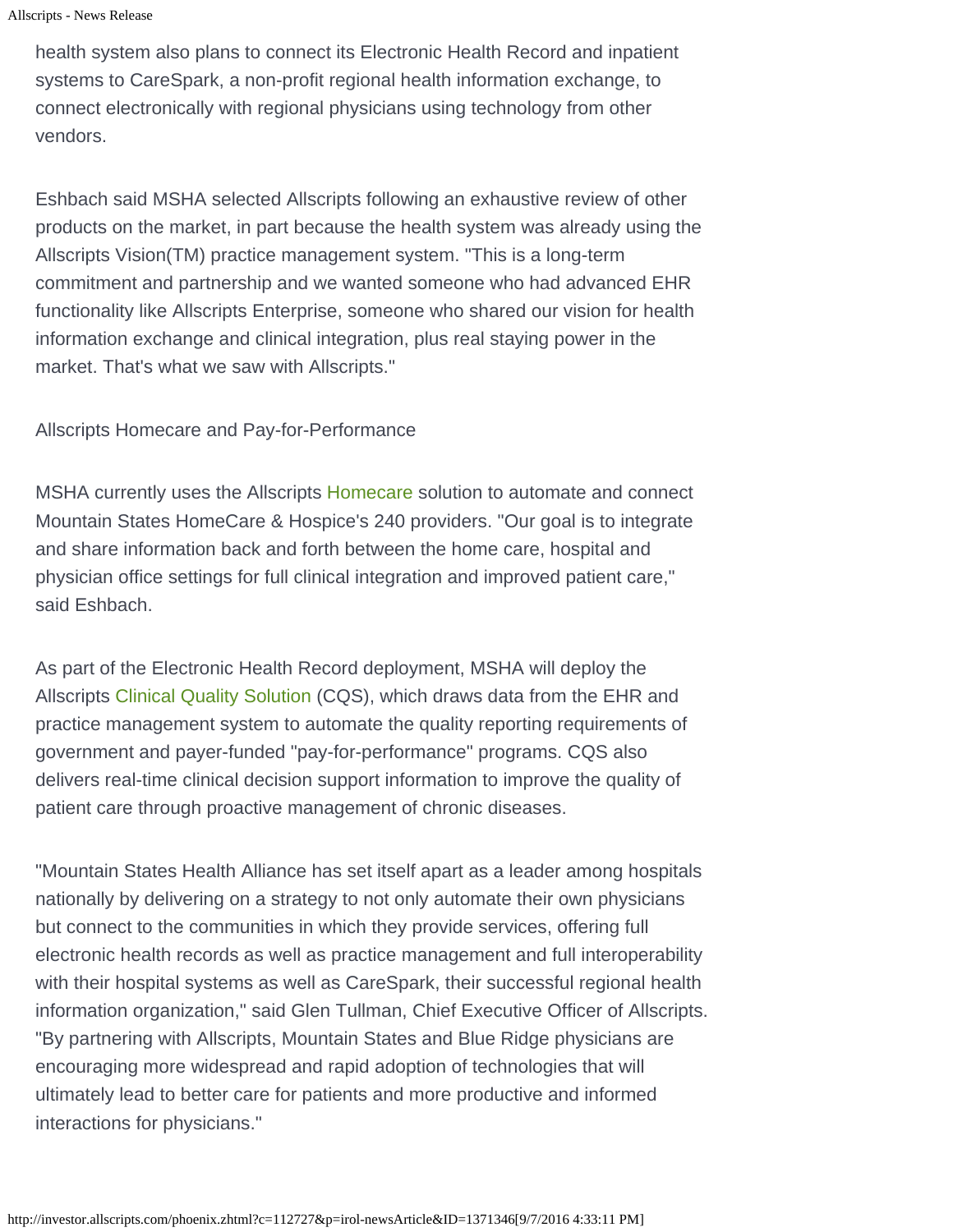health system also plans to connect its Electronic Health Record and inpatient systems to CareSpark, a non-profit regional health information exchange, to connect electronically with regional physicians using technology from other vendors.

Eshbach said MSHA selected Allscripts following an exhaustive review of other products on the market, in part because the health system was already using the Allscripts Vision(TM) practice management system. "This is a long-term commitment and partnership and we wanted someone who had advanced EHR functionality like Allscripts Enterprise, someone who shared our vision for health information exchange and clinical integration, plus real staying power in the market. That's what we saw with Allscripts."

Allscripts Homecare and Pay-for-Performance

MSHA currently uses the Allscripts Homecare solution to automate and connect Mountain States HomeCare & Hospice's 240 providers. "Our goal is to integrate and share information back and forth between the home care, hospital and physician office settings for full clinical integration and improved patient care," said Eshbach.

As part of the Electronic Health Record deployment, MSHA will deploy the Allscripts Clinical Quality Solution (CQS), which draws data from the EHR and practice management system to automate the quality reporting requirements of government and payer-funded "pay-for-performance" programs. CQS also delivers real-time clinical decision support information to improve the quality of patient care through proactive management of chronic diseases.

"Mountain States Health Alliance has set itself apart as a leader among hospitals nationally by delivering on a strategy to not only automate their own physicians but connect to the communities in which they provide services, offering full electronic health records as well as practice management and full interoperability with their hospital systems as well as CareSpark, their successful regional health information organization," said Glen Tullman, Chief Executive Officer of Allscripts. "By partnering with Allscripts, Mountain States and Blue Ridge physicians are encouraging more widespread and rapid adoption of technologies that will ultimately lead to better care for patients and more productive and informed interactions for physicians."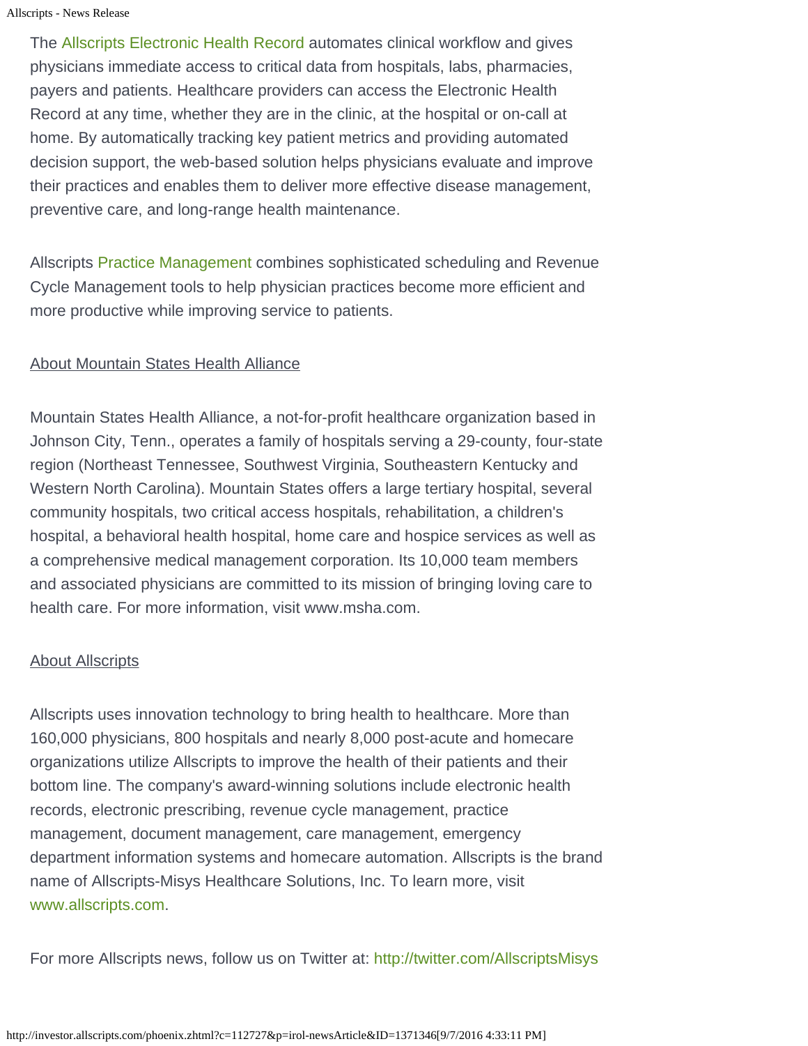The Allscripts Electronic Health Record automates clinical workflow and gives physicians immediate access to critical data from hospitals, labs, pharmacies, payers and patients. Healthcare providers can access the Electronic Health Record at any time, whether they are in the clinic, at the hospital or on-call at home. By automatically tracking key patient metrics and providing automated decision support, the web-based solution helps physicians evaluate and improve their practices and enables them to deliver more effective disease management, preventive care, and long-range health maintenance.

Allscripts Practice Management combines sophisticated scheduling and Revenue Cycle Management tools to help physician practices become more efficient and more productive while improving service to patients.

About Mountain States Health Alliance

Mountain States Health Alliance, a not-for-profit healthcare organization based in Johnson City, Tenn., operates a family of hospitals serving a 29-county, four-state region (Northeast Tennessee, Southwest Virginia, Southeastern Kentucky and Western North Carolina). Mountain States offers a large tertiary hospital, several community hospitals, two critical access hospitals, rehabilitation, a children's hospital, a behavioral health hospital, home care and hospice services as well as a comprehensive medical management corporation. Its 10,000 team members and associated physicians are committed to its mission of bringing loving care to health care. For more information, visit www.msha.com.

About Allscripts

Allscripts uses innovation technology to bring health to healthcare. More than 160,000 physicians, 800 hospitals and nearly 8,000 post-acute and homecare organizations utilize Allscripts to improve the health of their patients and their bottom line. The company's award-winning solutions include electronic health records, electronic prescribing, revenue cycle management, practice management, document management, care management, emergency department information systems and homecare automation. Allscripts is the brand name of Allscripts-Misys Healthcare Solutions, Inc. To learn more, visit www.allscripts.com.

For more Allscripts news, follow us on Twitter at: http://twitter.com/AllscriptsMisys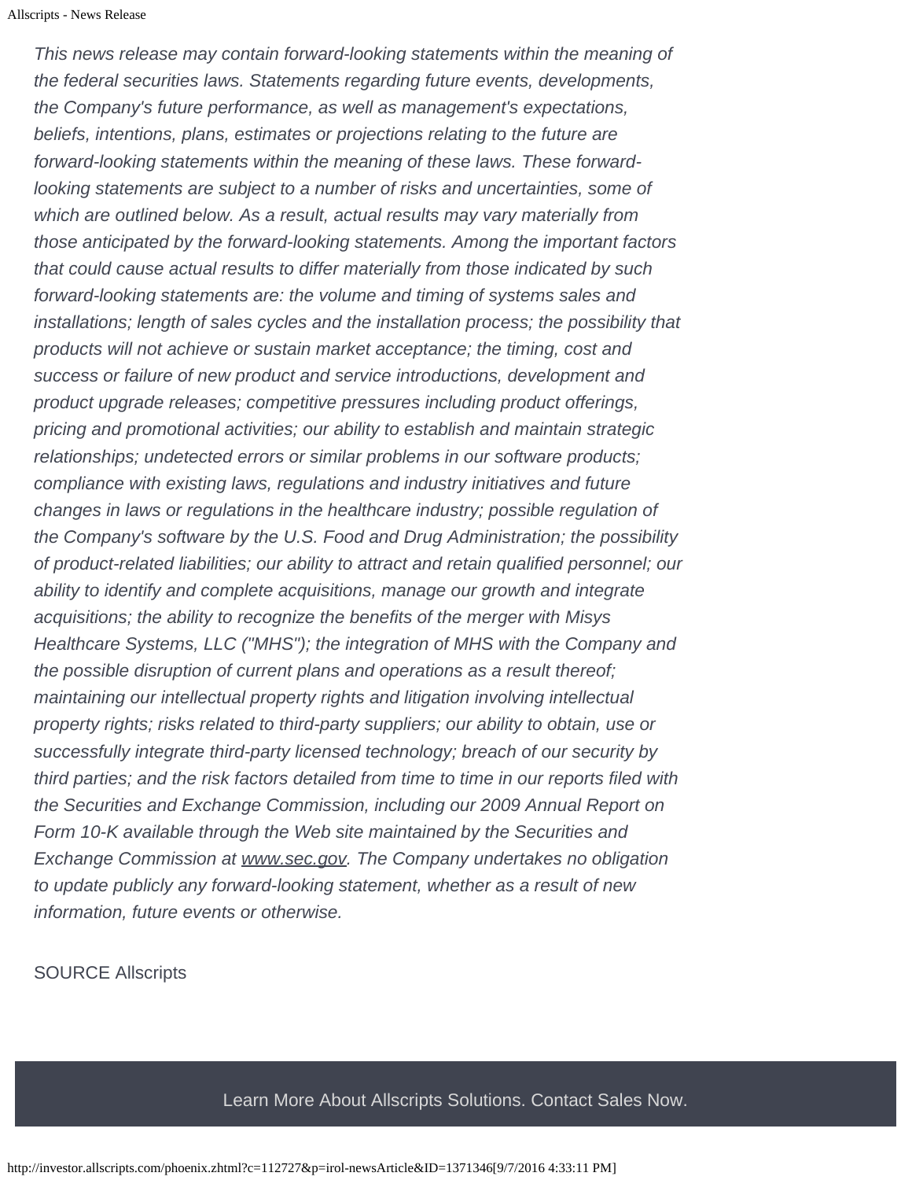*This news release may contain forward-looking statements within the meaning of the federal securities laws. Statements regarding future events, developments, the Company's future performance, as well as management's expectations, beliefs, intentions, plans, estimates or projections relating to the future are forward-looking statements within the meaning of these laws. These forward-looking statements are subject to a number of risks and uncertainties, some of which are outlined below. As a result, actual results may vary materially from those anticipated by the forward-looking statements. Among the important factors that could cause actual results to differ materially from those indicated by such forward-looking statements are: the volume and timing of systems sales and installations; length of sales cycles and the installation process; the possibility that products will not achieve or sustain market acceptance; the timing, cost and success or failure of new product and service introductions, development and product upgrade releases; competitive pressures including product offerings, pricing and promotional activities; our ability to establish and maintain strategic relationships; undetected errors or similar problems in our software products; compliance with existing laws, regulations and industry initiatives and future changes in laws or regulations in the healthcare industry; possible regulation of the Company's software by the U.S. Food and Drug Administration; the possibility of product-related liabilities; our ability to attract and retain qualified personnel; our ability to identify and complete acquisitions, manage our growth and integrate acquisitions; the ability to recognize the benefits of the merger with Misys Healthcare Systems, LLC ("MHS"); the integration of MHS with the Company and the possible disruption of current plans and operations as a result thereof; maintaining our intellectual property rights and litigation involving intellectual property rights; risks related to third-party suppliers; our ability to obtain, use or successfully integrate third-party licensed technology; breach of our security by third parties; and the risk factors detailed from time to time in our reports filed with the Securities and Exchange Commission, including our 2009 Annual Report on Form 10-K available through the Web site maintained by the Securities and Exchange Commission at www.sec.gov. The Company undertakes no obligation to update publicly any forward-looking statement, whether as a result of new information, future events or otherwise.*

SOURCE Allscripts

Learn More About Allscripts Solutions. Contact Sales Now.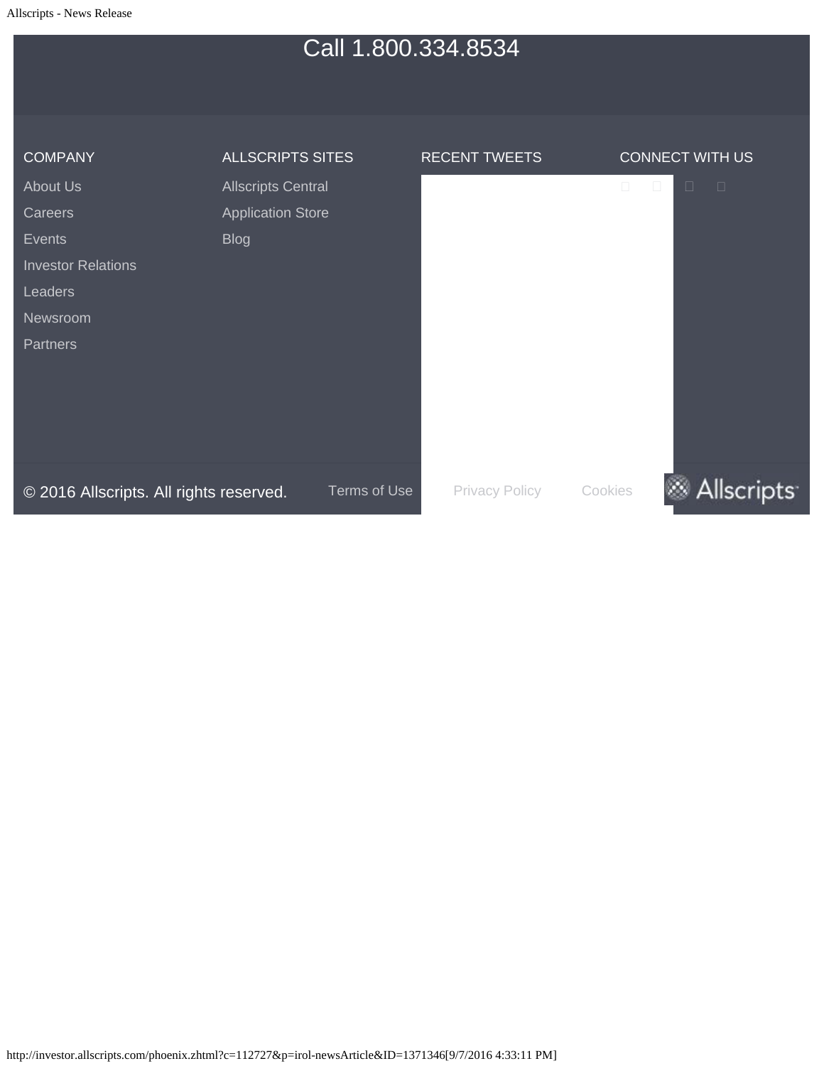Call 1.800.334.8534

COMPANY

- About Us
- Careers
- Events
- Investor Relations
- Leaders
- Newsroom
- Partners

ALLSCRIPTS SITES

- Allscripts Central
- Application Store
- Blog

RECENT TWEETS

CONNECT WITH US

© 2016 Allscripts. All rights reserved.

Terms of Use    Privacy Policy    Cookies

Allscripts